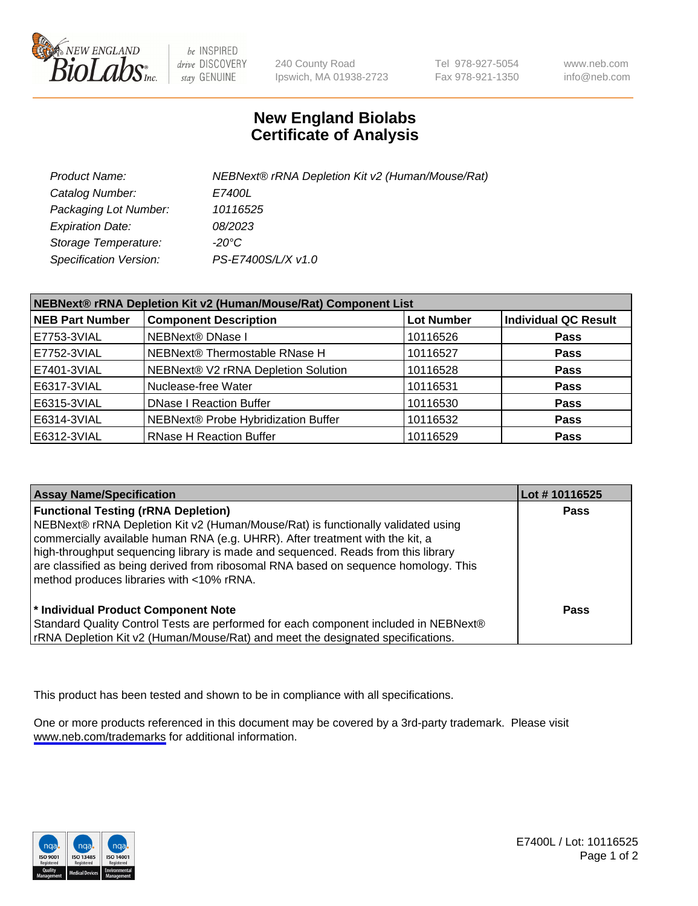# New England Biolabs
# Certificate of Analysis

| | |
|---|---|
| *Product Name:* | *NEBNext® rRNA Depletion Kit v2 (Human/Mouse/Rat)* |
| *Catalog Number:* | *E7400L* |
| *Packaging Lot Number:* | *10116525* |
| *Expiration Date:* | *08/2023* |
| *Storage Temperature:* | *-20°C* |
| *Specification Version:* | *PS-E7400S/L/X v1.0* |

| NEBNext® rRNA Depletion Kit v2 (Human/Mouse/Rat) Component List | | | |
|---|---|---|---|
| **NEB Part Number** | **Component Description** | **Lot Number** | **Individual QC Result** |
| E7753-3VIAL | NEBNext® DNase I | 10116526 | **Pass** |
| E7752-3VIAL | NEBNext® Thermostable RNase H | 10116527 | **Pass** |
| E7401-3VIAL | NEBNext® V2 rRNA Depletion Solution | 10116528 | **Pass** |
| E6317-3VIAL | Nuclease-free Water | 10116531 | **Pass** |
| E6315-3VIAL | DNase I Reaction Buffer | 10116530 | **Pass** |
| E6314-3VIAL | NEBNext® Probe Hybridization Buffer | 10116532 | **Pass** |
| E6312-3VIAL | RNase H Reaction Buffer | 10116529 | **Pass** |

| Assay Name/Specification | Lot # 10116525 |
|---|---|
| **Functional Testing (rRNA Depletion)** NEBNext® rRNA Depletion Kit v2 (Human/Mouse/Rat) is functionally validated using commercially available human RNA (e.g. UHRR). After treatment with the kit, a high-throughput sequencing library is made and sequenced. Reads from this library are classified as being derived from ribosomal RNA based on sequence homology. This method produces libraries with <10% rRNA. | **Pass** |
| **\* Individual Product Component Note** Standard Quality Control Tests are performed for each component included in NEBNext® rRNA Depletion Kit v2 (Human/Mouse/Rat) and meet the designated specifications. | **Pass** |

This product has been tested and shown to be in compliance with all specifications.

One or more products referenced in this document may be covered by a 3rd-party trademark. Please visit www.neb.com/trademarks for additional information.

E7400L / Lot: 10116525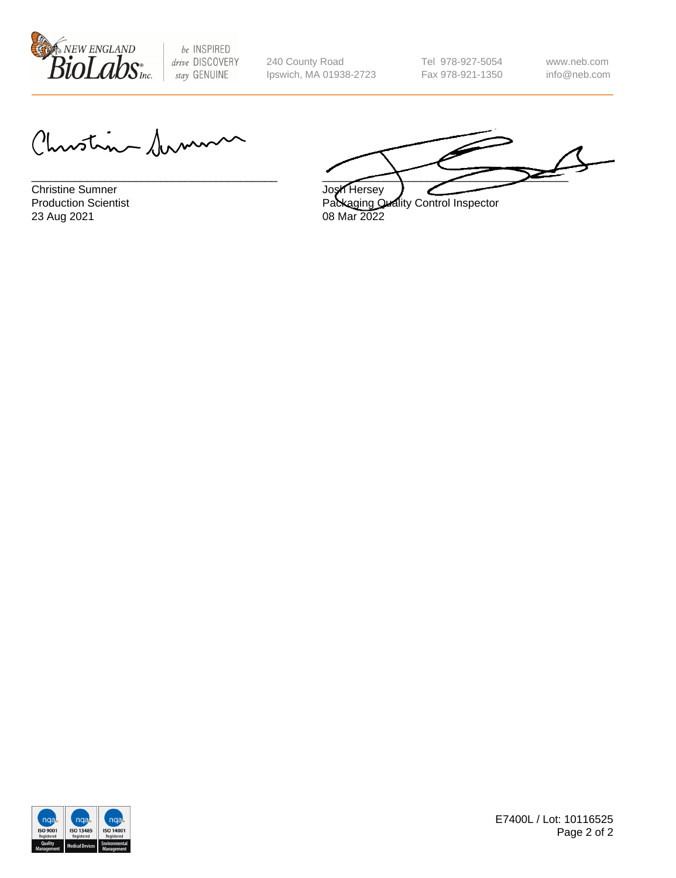Christine Sumner
Production Scientist
23 Aug 2021

Josh Hersey
Packaging Quality Control Inspector
08 Mar 2022

E7400L / Lot: 10116525